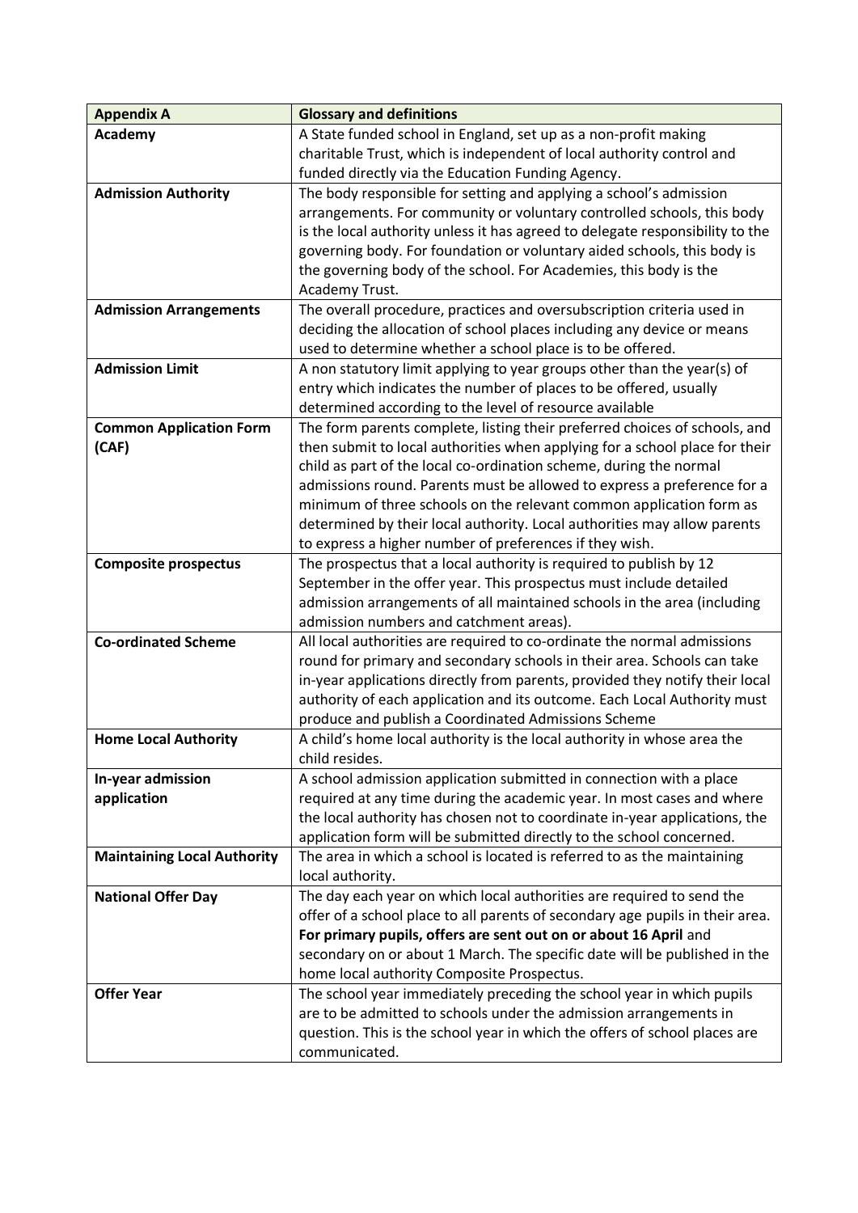| Appendix A | Glossary and definitions |
|---|---|
| **Academy** | A State funded school in England, set up as a non-profit making charitable Trust, which is independent of local authority control and funded directly via the Education Funding Agency. |
| **Admission Authority** | The body responsible for setting and applying a school's admission arrangements. For community or voluntary controlled schools, this body is the local authority unless it has agreed to delegate responsibility to the governing body. For foundation or voluntary aided schools, this body is the governing body of the school. For Academies, this body is the Academy Trust. |
| **Admission Arrangements** | The overall procedure, practices and oversubscription criteria used in deciding the allocation of school places including any device or means used to determine whether a school place is to be offered. |
| **Admission Limit** | A non statutory limit applying to year groups other than the year(s) of entry which indicates the number of places to be offered, usually determined according to the level of resource available |
| **Common Application Form (CAF)** | The form parents complete, listing their preferred choices of schools, and then submit to local authorities when applying for a school place for their child as part of the local co-ordination scheme, during the normal admissions round. Parents must be allowed to express a preference for a minimum of three schools on the relevant common application form as determined by their local authority. Local authorities may allow parents to express a higher number of preferences if they wish. |
| **Composite prospectus** | The prospectus that a local authority is required to publish by 12 September in the offer year. This prospectus must include detailed admission arrangements of all maintained schools in the area (including admission numbers and catchment areas). |
| **Co-ordinated Scheme** | All local authorities are required to co-ordinate the normal admissions round for primary and secondary schools in their area. Schools can take in-year applications directly from parents, provided they notify their local authority of each application and its outcome. Each Local Authority must produce and publish a Coordinated Admissions Scheme |
| **Home Local Authority** | A child's home local authority is the local authority in whose area the child resides. |
| **In-year admission application** | A school admission application submitted in connection with a place required at any time during the academic year. In most cases and where the local authority has chosen not to coordinate in-year applications, the application form will be submitted directly to the school concerned. |
| **Maintaining Local Authority** | The area in which a school is located is referred to as the maintaining local authority. |
| **National Offer Day** | The day each year on which local authorities are required to send the offer of a school place to all parents of secondary age pupils in their area. **For primary pupils, offers are sent out on or about 16 April** and secondary on or about 1 March. The specific date will be published in the home local authority Composite Prospectus. |
| **Offer Year** | The school year immediately preceding the school year in which pupils are to be admitted to schools under the admission arrangements in question. This is the school year in which the offers of school places are communicated. |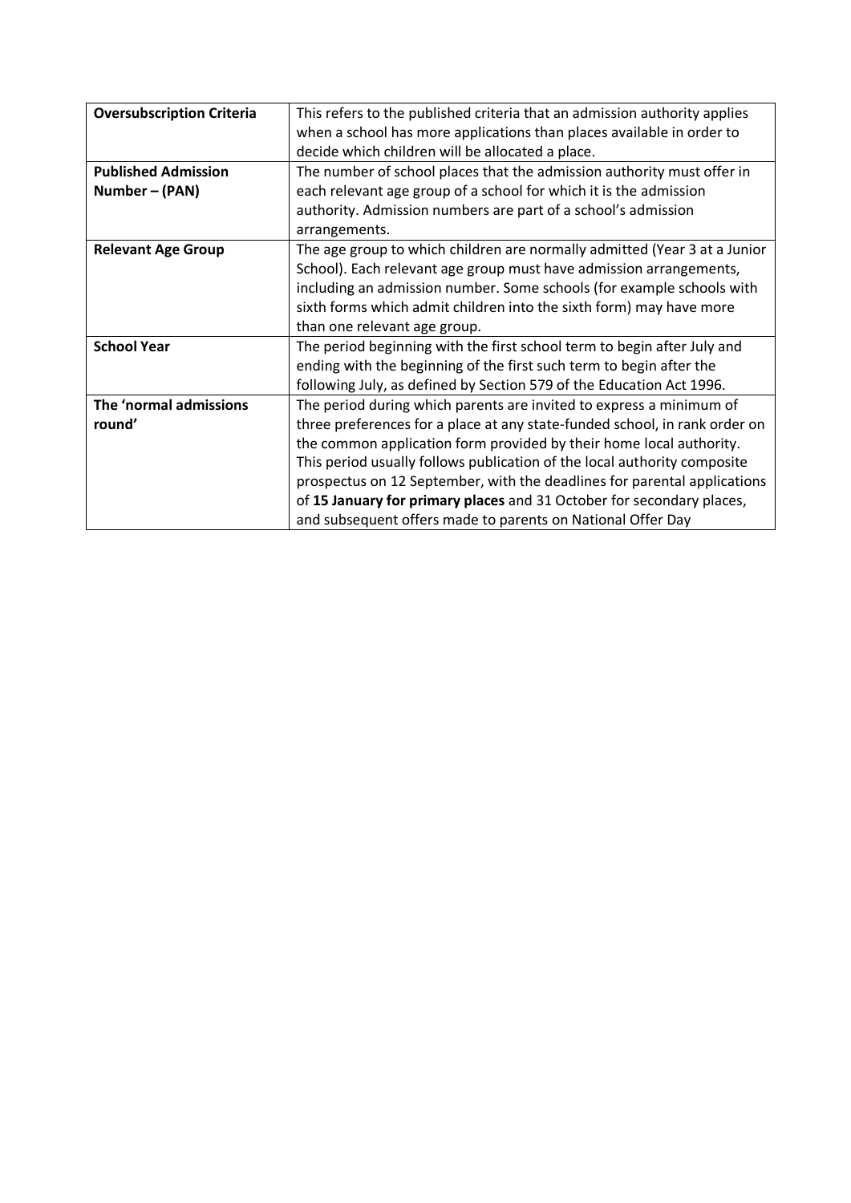| | |
|---|---|
| **Oversubscription Criteria** | This refers to the published criteria that an admission authority applies when a school has more applications than places available in order to decide which children will be allocated a place. |
| **Published Admission Number – (PAN)** | The number of school places that the admission authority must offer in each relevant age group of a school for which it is the admission authority. Admission numbers are part of a school's admission arrangements. |
| **Relevant Age Group** | The age group to which children are normally admitted (Year 3 at a Junior School). Each relevant age group must have admission arrangements, including an admission number. Some schools (for example schools with sixth forms which admit children into the sixth form) may have more than one relevant age group. |
| **School Year** | The period beginning with the first school term to begin after July and ending with the beginning of the first such term to begin after the following July, as defined by Section 579 of the Education Act 1996. |
| **The 'normal admissions round'** | The period during which parents are invited to express a minimum of three preferences for a place at any state-funded school, in rank order on the common application form provided by their home local authority. This period usually follows publication of the local authority composite prospectus on 12 September, with the deadlines for parental applications of **15 January for primary places** and 31 October for secondary places, and subsequent offers made to parents on National Offer Day |